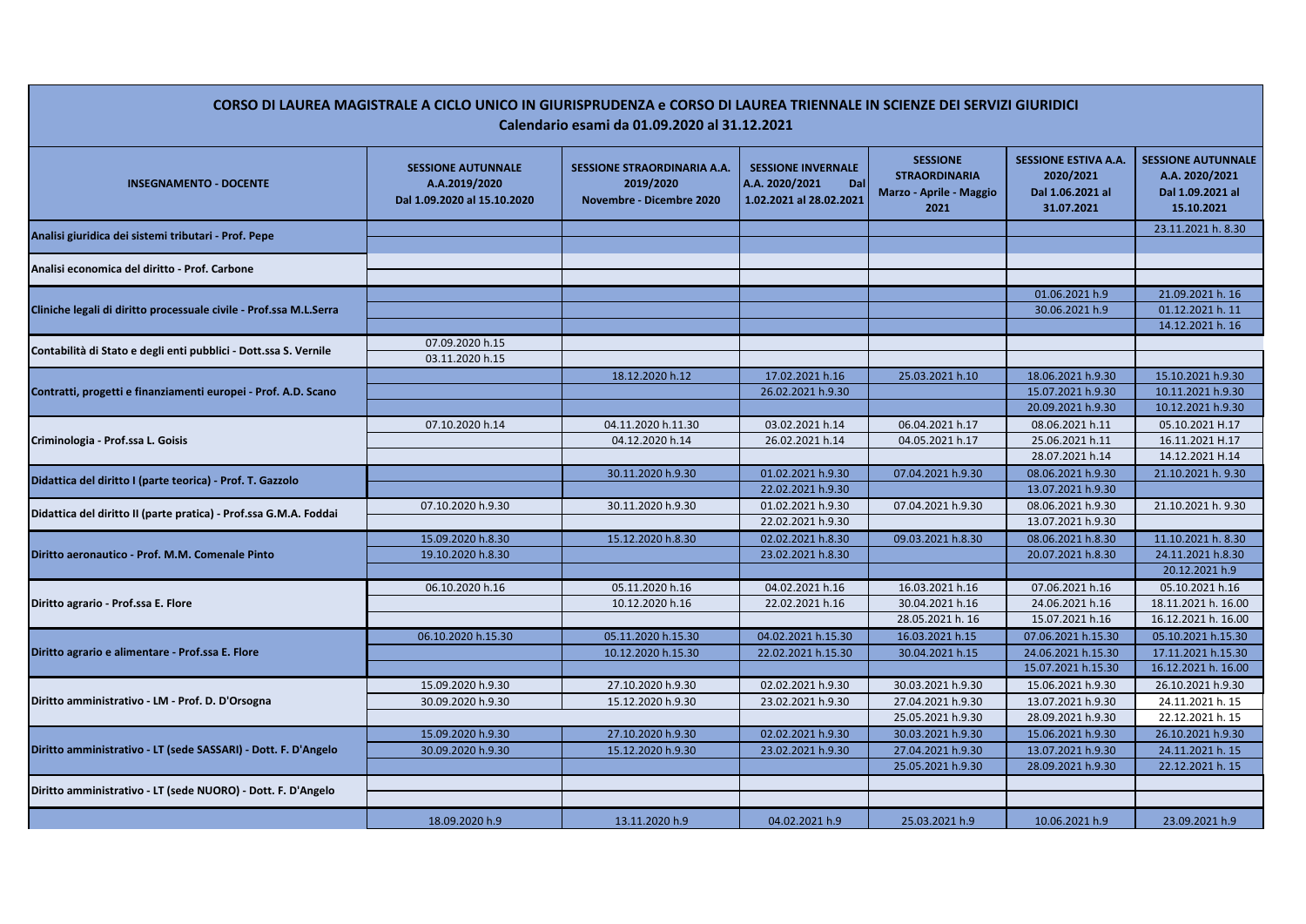# CORSO DI LAUREA MAGISTRALE A CICLO UNICO IN GIURISPRUDENZA e CORSO DI LAUREA TRIENNALE IN SCIENZE DEI SERVIZI GIURIDICI

## Calendario esami da 01.09.2020 al 31.12.2021

| INSEGNAMENTO - DOCENTE | SESSIONE AUTUNNALE A.A.2019/2020 Dal 1.09.2020 al 15.10.2020 | SESSIONE STRAORDINARIA A.A. 2019/2020 Novembre - Dicembre 2020 | SESSIONE INVERNALE A.A. 2020/2021 Dal 1.02.2021 al 28.02.2021 | SESSIONE STRAORDINARIA Marzo - Aprile - Maggio 2021 | SESSIONE ESTIVA A.A. 2020/2021 Dal 1.06.2021 al 31.07.2021 | SESSIONE AUTUNNALE A.A. 2020/2021 Dal 1.09.2021 al 15.10.2021 |
|---|---|---|---|---|---|---|
| Analisi giuridica dei sistemi tributari - Prof. Pepe | | | | | | 23.11.2021 h. 8.30 |
| | | | | | | |
| Analisi economica del diritto - Prof. Carbone | | | | | | |
| | | | | | | |
| Cliniche legali di diritto processuale civile - Prof.ssa M.L.Serra | | | | | 01.06.2021 h.9 | 21.09.2021 h. 16 |
| | | | | | 30.06.2021 h.9 | 01.12.2021 h. 11 |
| | | | | | | 14.12.2021 h. 16 |
| Contabilità di Stato e degli enti pubblici - Dott.ssa S. Vernile | 07.09.2020 h.15 | | | | | |
| | 03.11.2020 h.15 | | | | | |
| Contratti, progetti e finanziamenti europei - Prof. A.D. Scano | | 18.12.2020 h.12 | 17.02.2021 h.16 | 25.03.2021 h.10 | 18.06.2021 h.9.30 | 15.10.2021 h.9.30 |
| | | | 26.02.2021 h.9.30 | | 15.07.2021 h.9.30 | 10.11.2021 h.9.30 |
| | | | | | 20.09.2021 h.9.30 | 10.12.2021 h.9.30 |
| Criminologia - Prof.ssa L. Goisis | 07.10.2020 h.14 | 04.11.2020 h.11.30 | 03.02.2021 h.14 | 06.04.2021 h.17 | 08.06.2021 h.11 | 05.10.2021 H.17 |
| | | 04.12.2020 h.14 | 26.02.2021 h.14 | 04.05.2021 h.17 | 25.06.2021 h.11 | 16.11.2021 H.17 |
| | | | | | 28.07.2021 h.14 | 14.12.2021 H.14 |
| Didattica del diritto I (parte teorica) - Prof. T. Gazzolo | | 30.11.2020 h.9.30 | 01.02.2021 h.9.30 | 07.04.2021 h.9.30 | 08.06.2021 h.9.30 | 21.10.2021 h. 9.30 |
| | | | 22.02.2021 h.9.30 | | 13.07.2021 h.9.30 | |
| Didattica del diritto II (parte pratica) - Prof.ssa G.M.A. Foddai | 07.10.2020 h.9.30 | 30.11.2020 h.9.30 | 01.02.2021 h.9.30 | 07.04.2021 h.9.30 | 08.06.2021 h.9.30 | 21.10.2021 h. 9.30 |
| | | | 22.02.2021 h.9.30 | | 13.07.2021 h.9.30 | |
| Diritto aeronautico - Prof. M.M. Comenale Pinto | 15.09.2020 h.8.30 | 15.12.2020 h.8.30 | 02.02.2021 h.8.30 | 09.03.2021 h.8.30 | 08.06.2021 h.8.30 | 11.10.2021 h. 8.30 |
| | 19.10.2020 h.8.30 | | 23.02.2021 h.8.30 | | 20.07.2021 h.8.30 | 24.11.2021 h.8.30 |
| | | | | | | 20.12.2021 h.9 |
| Diritto agrario - Prof.ssa E. Flore | 06.10.2020 h.16 | 05.11.2020 h.16 | 04.02.2021 h.16 | 16.03.2021 h.16 | 07.06.2021 h.16 | 05.10.2021 h.16 |
| | | 10.12.2020 h.16 | 22.02.2021 h.16 | 30.04.2021 h.16 | 24.06.2021 h.16 | 18.11.2021 h. 16.00 |
| | | | | 28.05.2021 h. 16 | 15.07.2021 h.16 | 16.12.2021 h. 16.00 |
| Diritto agrario e alimentare - Prof.ssa E. Flore | 06.10.2020 h.15.30 | 05.11.2020 h.15.30 | 04.02.2021 h.15.30 | 16.03.2021 h.15 | 07.06.2021 h.15.30 | 05.10.2021 h.15.30 |
| | | 10.12.2020 h.15.30 | 22.02.2021 h.15.30 | 30.04.2021 h.15 | 24.06.2021 h.15.30 | 17.11.2021 h.15.30 |
| | | | | | 15.07.2021 h.15.30 | 16.12.2021 h. 16.00 |
| Diritto amministrativo - LM - Prof. D. D'Orsogna | 15.09.2020 h.9.30 | 27.10.2020 h.9.30 | 02.02.2021 h.9.30 | 30.03.2021 h.9.30 | 15.06.2021 h.9.30 | 26.10.2021 h.9.30 |
| | 30.09.2020 h.9.30 | 15.12.2020 h.9.30 | 23.02.2021 h.9.30 | 27.04.2021 h.9.30 | 13.07.2021 h.9.30 | 24.11.2021 h. 15 |
| | | | | 25.05.2021 h.9.30 | 28.09.2021 h.9.30 | 22.12.2021 h. 15 |
| Diritto amministrativo - LT (sede SASSARI) - Dott. F. D'Angelo | 15.09.2020 h.9.30 | 27.10.2020 h.9.30 | 02.02.2021 h.9.30 | 30.03.2021 h.9.30 | 15.06.2021 h.9.30 | 26.10.2021 h.9.30 |
| | 30.09.2020 h.9.30 | 15.12.2020 h.9.30 | 23.02.2021 h.9.30 | 27.04.2021 h.9.30 | 13.07.2021 h.9.30 | 24.11.2021 h. 15 |
| | | | | 25.05.2021 h.9.30 | 28.09.2021 h.9.30 | 22.12.2021 h. 15 |
| Diritto amministrativo - LT (sede NUORO) - Dott. F. D'Angelo | | | | | | |
| | | | | | | |
| | 18.09.2020 h.9 | 13.11.2020 h.9 | 04.02.2021 h.9 | 25.03.2021 h.9 | 10.06.2021 h.9 | 23.09.2021 h.9 |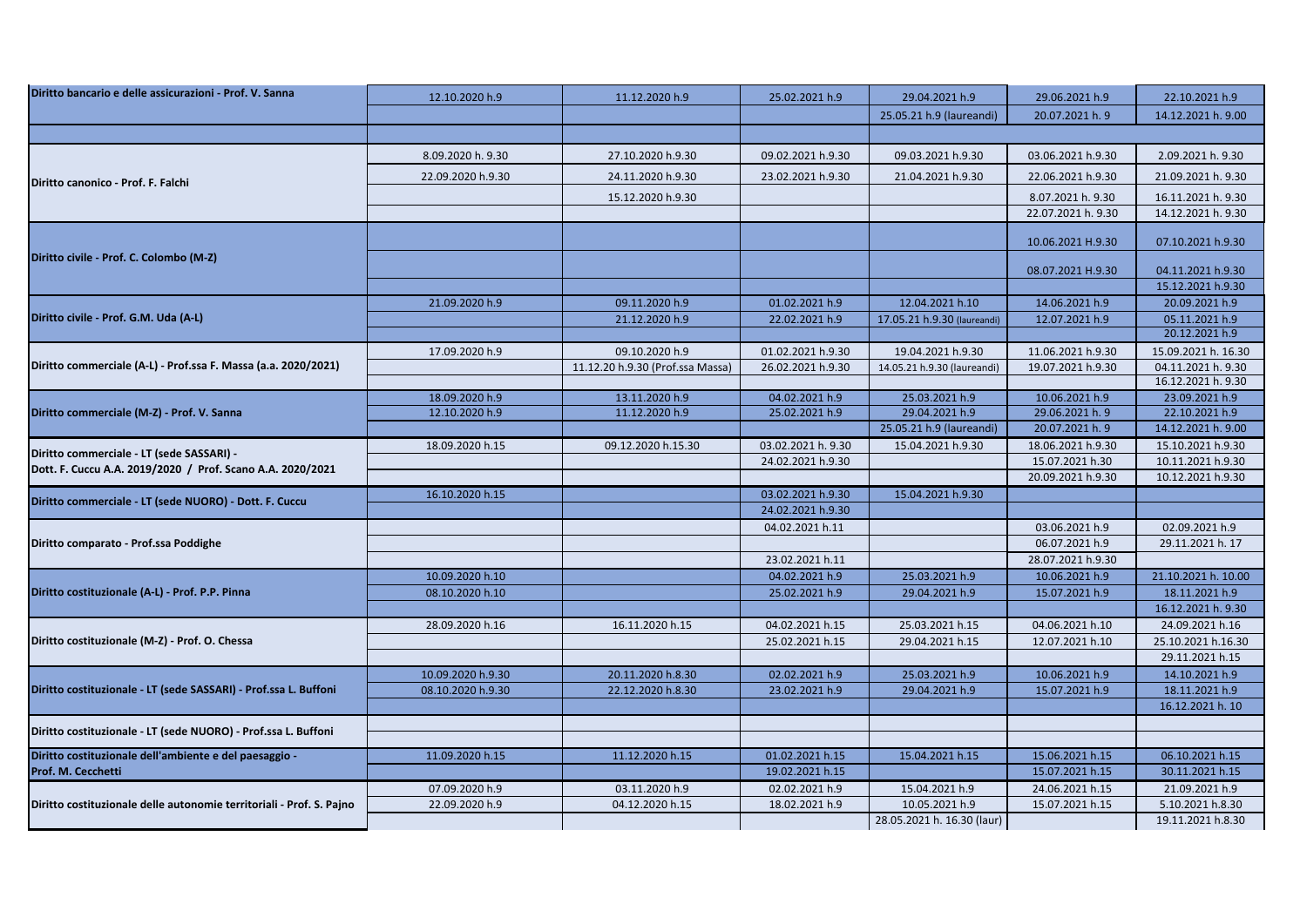| | | | | | | |
|---|---|---|---|---|---|---|
| **Diritto bancario e delle assicurazioni - Prof. V. Sanna** | 12.10.2020 h.9 | 11.12.2020 h.9 | 25.02.2021 h.9 | 29.04.2021 h.9 | 29.06.2021 h.9 | 22.10.2021 h.9 |
| | | | | 25.05.21 h.9 (laureandi) | 20.07.2021 h. 9 | 14.12.2021 h. 9.00 |
| | | | | | | |
| **Diritto canonico - Prof. F. Falchi** | 8.09.2020 h. 9.30 | 27.10.2020 h.9.30 | 09.02.2021 h.9.30 | 09.03.2021 h.9.30 | 03.06.2021 h.9.30 | 2.09.2021 h. 9.30 |
| | 22.09.2020 h.9.30 | 24.11.2020 h.9.30 | 23.02.2021 h.9.30 | 21.04.2021 h.9.30 | 22.06.2021 h.9.30 | 21.09.2021 h. 9.30 |
| | | 15.12.2020 h.9.30 | | | 8.07.2021 h. 9.30 | 16.11.2021 h. 9.30 |
| | | | | | 22.07.2021 h. 9.30 | 14.12.2021 h. 9.30 |
| **Diritto civile - Prof. C. Colombo (M-Z)** | | | | | 10.06.2021 H.9.30 | 07.10.2021 h.9.30 |
| | | | | | 08.07.2021 H.9.30 | 04.11.2021 h.9.30 |
| | | | | | | 15.12.2021 h.9.30 |
| **Diritto civile - Prof. G.M. Uda (A-L)** | 21.09.2020 h.9 | 09.11.2020 h.9 | 01.02.2021 h.9 | 12.04.2021 h.10 | 14.06.2021 h.9 | 20.09.2021 h.9 |
| | | 21.12.2020 h.9 | 22.02.2021 h.9 | 17.05.21 h.9.30 (laureandi) | 12.07.2021 h.9 | 05.11.2021 h.9 |
| | | | | | | 20.12.2021 h.9 |
| **Diritto commerciale (A-L) - Prof.ssa F. Massa (a.a. 2020/2021)** | 17.09.2020 h.9 | 09.10.2020 h.9 | 01.02.2021 h.9.30 | 19.04.2021 h.9.30 | 11.06.2021 h.9.30 | 15.09.2021 h. 16.30 |
| | | 11.12.20 h.9.30 (Prof.ssa Massa) | 26.02.2021 h.9.30 | 14.05.21 h.9.30 (laureandi) | 19.07.2021 h.9.30 | 04.11.2021 h. 9.30 |
| | | | | | | 16.12.2021 h. 9.30 |
| **Diritto commerciale (M-Z) - Prof. V. Sanna** | 18.09.2020 h.9 | 13.11.2020 h.9 | 04.02.2021 h.9 | 25.03.2021 h.9 | 10.06.2021 h.9 | 23.09.2021 h.9 |
| | 12.10.2020 h.9 | 11.12.2020 h.9 | 25.02.2021 h.9 | 29.04.2021 h.9 | 29.06.2021 h. 9 | 22.10.2021 h.9 |
| | | | | 25.05.21 h.9 (laureandi) | 20.07.2021 h. 9 | 14.12.2021 h. 9.00 |
| **Diritto commerciale - LT (sede SASSARI) - Dott. F. Cuccu A.A. 2019/2020 / Prof. Scano A.A. 2020/2021** | 18.09.2020 h.15 | 09.12.2020 h.15.30 | 03.02.2021 h. 9.30 | 15.04.2021 h.9.30 | 18.06.2021 h.9.30 | 15.10.2021 h.9.30 |
| | | | 24.02.2021 h.9.30 | | 15.07.2021 h.30 | 10.11.2021 h.9.30 |
| | | | | | 20.09.2021 h.9.30 | 10.12.2021 h.9.30 |
| **Diritto commerciale - LT (sede NUORO) - Dott. F. Cuccu** | 16.10.2020 h.15 | | 03.02.2021 h.9.30 | 15.04.2021 h.9.30 | | |
| | | | 24.02.2021 h.9.30 | | | |
| **Diritto comparato - Prof.ssa Poddighe** | | | 04.02.2021 h.11 | | 03.06.2021 h.9 | 02.09.2021 h.9 |
| | | | | | 06.07.2021 h.9 | 29.11.2021 h. 17 |
| | | | 23.02.2021 h.11 | | 28.07.2021 h.9.30 | |
| **Diritto costituzionale (A-L) - Prof. P.P. Pinna** | 10.09.2020 h.10 | | 04.02.2021 h.9 | 25.03.2021 h.9 | 10.06.2021 h.9 | 21.10.2021 h. 10.00 |
| | 08.10.2020 h.10 | | 25.02.2021 h.9 | 29.04.2021 h.9 | 15.07.2021 h.9 | 18.11.2021 h.9 |
| | | | | | | 16.12.2021 h. 9.30 |
| **Diritto costituzionale (M-Z) - Prof. O. Chessa** | 28.09.2020 h.16 | 16.11.2020 h.15 | 04.02.2021 h.15 | 25.03.2021 h.15 | 04.06.2021 h.10 | 24.09.2021 h.16 |
| | | | 25.02.2021 h.15 | 29.04.2021 h.15 | 12.07.2021 h.10 | 25.10.2021 h.16.30 |
| | | | | | | 29.11.2021 h.15 |
| **Diritto costituzionale - LT (sede SASSARI) - Prof.ssa L. Buffoni** | 10.09.2020 h.9.30 | 20.11.2020 h.8.30 | 02.02.2021 h.9 | 25.03.2021 h.9 | 10.06.2021 h.9 | 14.10.2021 h.9 |
| | 08.10.2020 h.9.30 | 22.12.2020 h.8.30 | 23.02.2021 h.9 | 29.04.2021 h.9 | 15.07.2021 h.9 | 18.11.2021 h.9 |
| | | | | | | 16.12.2021 h. 10 |
| **Diritto costituzionale - LT (sede NUORO) - Prof.ssa L. Buffoni** | | | | | | |
| | | | | | | |
| **Diritto costituzionale dell'ambiente e del paesaggio - Prof. M. Cecchetti** | 11.09.2020 h.15 | 11.12.2020 h.15 | 01.02.2021 h.15 | 15.04.2021 h.15 | 15.06.2021 h.15 | 06.10.2021 h.15 |
| | | | 19.02.2021 h.15 | | 15.07.2021 h.15 | 30.11.2021 h.15 |
| **Diritto costituzionale delle autonomie territoriali - Prof. S. Pajno** | 07.09.2020 h.9 | 03.11.2020 h.9 | 02.02.2021 h.9 | 15.04.2021 h.9 | 24.06.2021 h.15 | 21.09.2021 h.9 |
| | 22.09.2020 h.9 | 04.12.2020 h.15 | 18.02.2021 h.9 | 10.05.2021 h.9 | 15.07.2021 h.15 | 5.10.2021 h.8.30 |
| | | | | 28.05.2021 h. 16.30 (laur) | | 19.11.2021 h.8.30 |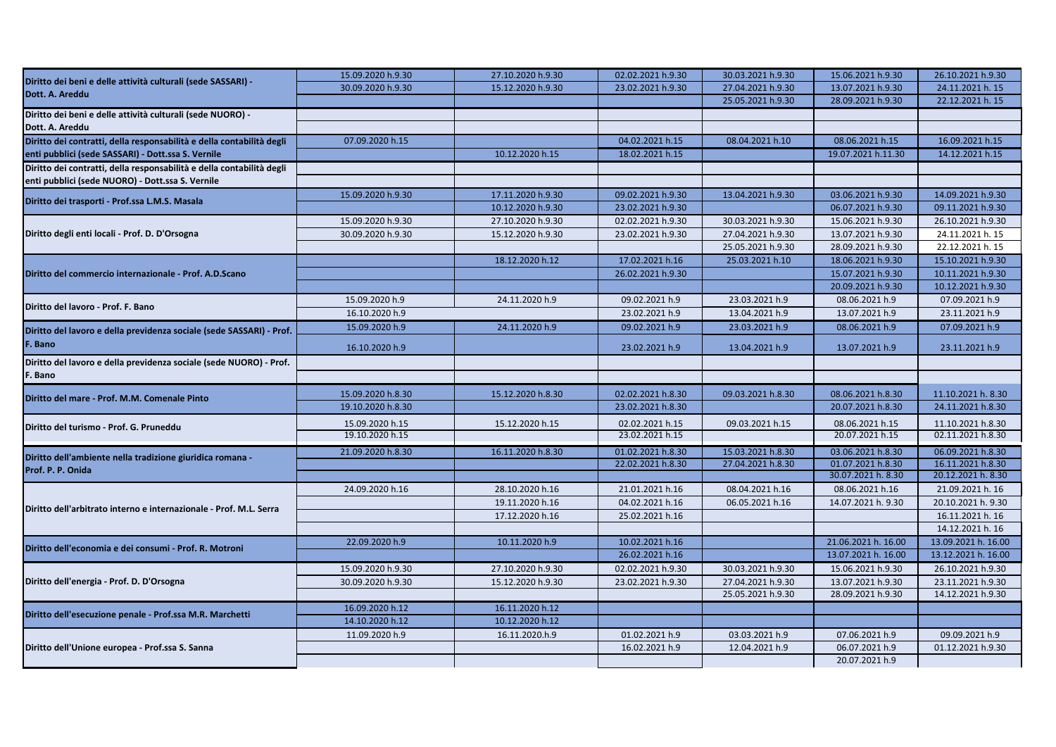| | | | | | | |
|---|---|---|---|---|---|---|
| **Diritto dei beni e delle attività culturali (sede SASSARI) - Dott. A. Areddu** | 15.09.2020 h.9.30 | 27.10.2020 h.9.30 | 02.02.2021 h.9.30 | 30.03.2021 h.9.30 | 15.06.2021 h.9.30 | 26.10.2021 h.9.30 |
| | 30.09.2020 h.9.30 | 15.12.2020 h.9.30 | 23.02.2021 h.9.30 | 27.04.2021 h.9.30 | 13.07.2021 h.9.30 | 24.11.2021 h. 15 |
| | | | | 25.05.2021 h.9.30 | 28.09.2021 h.9.30 | 22.12.2021 h. 15 |
| **Diritto dei beni e delle attività culturali (sede NUORO) - Dott. A. Areddu** | | | | | | |
| | | | | | | |
| **Diritto dei contratti, della responsabilità e della contabilità degli enti pubblici (sede SASSARI) - Dott.ssa S. Vernile** | 07.09.2020 h.15 | | 04.02.2021 h.15 | 08.04.2021 h.10 | 08.06.2021 h.15 | 16.09.2021 h.15 |
| | | 10.12.2020 h.15 | 18.02.2021 h.15 | | 19.07.2021 h.11.30 | 14.12.2021 h.15 |
| **Diritto dei contratti, della responsabilità e della contabilità degli enti pubblici (sede NUORO) - Dott.ssa S. Vernile** | | | | | | |
| | | | | | | |
| **Diritto dei trasporti - Prof.ssa L.M.S. Masala** | 15.09.2020 h.9.30 | 17.11.2020 h.9.30 | 09.02.2021 h.9.30 | 13.04.2021 h.9.30 | 03.06.2021 h.9.30 | 14.09.2021 h.9.30 |
| | | 10.12.2020 h.9.30 | 23.02.2021 h.9.30 | | 06.07.2021 h.9.30 | 09.11.2021 h.9.30 |
| **Diritto degli enti locali - Prof. D. D'Orsogna** | 15.09.2020 h.9.30 | 27.10.2020 h.9.30 | 02.02.2021 h.9.30 | 30.03.2021 h.9.30 | 15.06.2021 h.9.30 | 26.10.2021 h.9.30 |
| | 30.09.2020 h.9.30 | 15.12.2020 h.9.30 | 23.02.2021 h.9.30 | 27.04.2021 h.9.30 | 13.07.2021 h.9.30 | 24.11.2021 h. 15 |
| | | | | 25.05.2021 h.9.30 | 28.09.2021 h.9.30 | 22.12.2021 h. 15 |
| **Diritto del commercio internazionale - Prof. A.D.Scano** | | 18.12.2020 h.12 | 17.02.2021 h.16 | 25.03.2021 h.10 | 18.06.2021 h.9.30 | 15.10.2021 h.9.30 |
| | | | 26.02.2021 h.9.30 | | 15.07.2021 h.9.30 | 10.11.2021 h.9.30 |
| | | | | | 20.09.2021 h.9.30 | 10.12.2021 h.9.30 |
| **Diritto del lavoro - Prof. F. Bano** | 15.09.2020 h.9 | 24.11.2020 h.9 | 09.02.2021 h.9 | 23.03.2021 h.9 | 08.06.2021 h.9 | 07.09.2021 h.9 |
| | 16.10.2020 h.9 | | 23.02.2021 h.9 | 13.04.2021 h.9 | 13.07.2021 h.9 | 23.11.2021 h.9 |
| **Diritto del lavoro e della previdenza sociale (sede SASSARI) - Prof. F. Bano** | 15.09.2020 h.9 | 24.11.2020 h.9 | 09.02.2021 h.9 | 23.03.2021 h.9 | 08.06.2021 h.9 | 07.09.2021 h.9 |
| | 16.10.2020 h.9 | | 23.02.2021 h.9 | 13.04.2021 h.9 | 13.07.2021 h.9 | 23.11.2021 h.9 |
| **Diritto del lavoro e della previdenza sociale (sede NUORO) - Prof. F. Bano** | | | | | | |
| | | | | | | |
| **Diritto del mare - Prof. M.M. Comenale Pinto** | 15.09.2020 h.8.30 | 15.12.2020 h.8.30 | 02.02.2021 h.8.30 | 09.03.2021 h.8.30 | 08.06.2021 h.8.30 | 11.10.2021 h. 8.30 |
| | 19.10.2020 h.8.30 | | 23.02.2021 h.8.30 | | 20.07.2021 h.8.30 | 24.11.2021 h.8.30 |
| **Diritto del turismo - Prof. G. Pruneddu** | 15.09.2020 h.15 | 15.12.2020 h.15 | 02.02.2021 h.15 | 09.03.2021 h.15 | 08.06.2021 h.15 | 11.10.2021 h.8.30 |
| | 19.10.2020 h.15 | | 23.02.2021 h.15 | | 20.07.2021 h.15 | 02.11.2021 h.8.30 |
| **Diritto dell'ambiente nella tradizione giuridica romana - Prof. P. P. Onida** | 21.09.2020 h.8.30 | 16.11.2020 h.8.30 | 01.02.2021 h.8.30 | 15.03.2021 h.8.30 | 03.06.2021 h.8.30 | 06.09.2021 h.8.30 |
| | | | 22.02.2021 h.8.30 | 27.04.2021 h.8.30 | 01.07.2021 h.8.30 | 16.11.2021 h.8.30 |
| | | | | | 30.07.2021 h. 8.30 | 20.12.2021 h. 8.30 |
| **Diritto dell'arbitrato interno e internazionale - Prof. M.L. Serra** | 24.09.2020 h.16 | 28.10.2020 h.16 | 21.01.2021 h.16 | 08.04.2021 h.16 | 08.06.2021 h.16 | 21.09.2021 h. 16 |
| | | 19.11.2020 h.16 | 04.02.2021 h.16 | 06.05.2021 h.16 | 14.07.2021 h. 9.30 | 20.10.2021 h. 9.30 |
| | | 17.12.2020 h.16 | 25.02.2021 h.16 | | | 16.11.2021 h. 16 |
| | | | | | | 14.12.2021 h. 16 |
| **Diritto dell'economia e dei consumi - Prof. R. Motroni** | 22.09.2020 h.9 | 10.11.2020 h.9 | 10.02.2021 h.16 | | 21.06.2021 h. 16.00 | 13.09.2021 h. 16.00 |
| | | | 26.02.2021 h.16 | | 13.07.2021 h. 16.00 | 13.12.2021 h. 16.00 |
| **Diritto dell'energia - Prof. D. D'Orsogna** | 15.09.2020 h.9.30 | 27.10.2020 h.9.30 | 02.02.2021 h.9.30 | 30.03.2021 h.9.30 | 15.06.2021 h.9.30 | 26.10.2021 h.9.30 |
| | 30.09.2020 h.9.30 | 15.12.2020 h.9.30 | 23.02.2021 h.9.30 | 27.04.2021 h.9.30 | 13.07.2021 h.9.30 | 23.11.2021 h.9.30 |
| | | | | 25.05.2021 h.9.30 | 28.09.2021 h.9.30 | 14.12.2021 h.9.30 |
| **Diritto dell'esecuzione penale - Prof.ssa M.R. Marchetti** | 16.09.2020 h.12 | 16.11.2020 h.12 | | | | |
| | 14.10.2020 h.12 | 10.12.2020 h.12 | | | | |
| **Diritto dell'Unione europea - Prof.ssa S. Sanna** | 11.09.2020 h.9 | 16.11.2020.h.9 | 01.02.2021 h.9 | 03.03.2021 h.9 | 07.06.2021 h.9 | 09.09.2021 h.9 |
| | | | 16.02.2021 h.9 | 12.04.2021 h.9 | 06.07.2021 h.9 | 01.12.2021 h.9.30 |
| | | | | | 20.07.2021 h.9 | |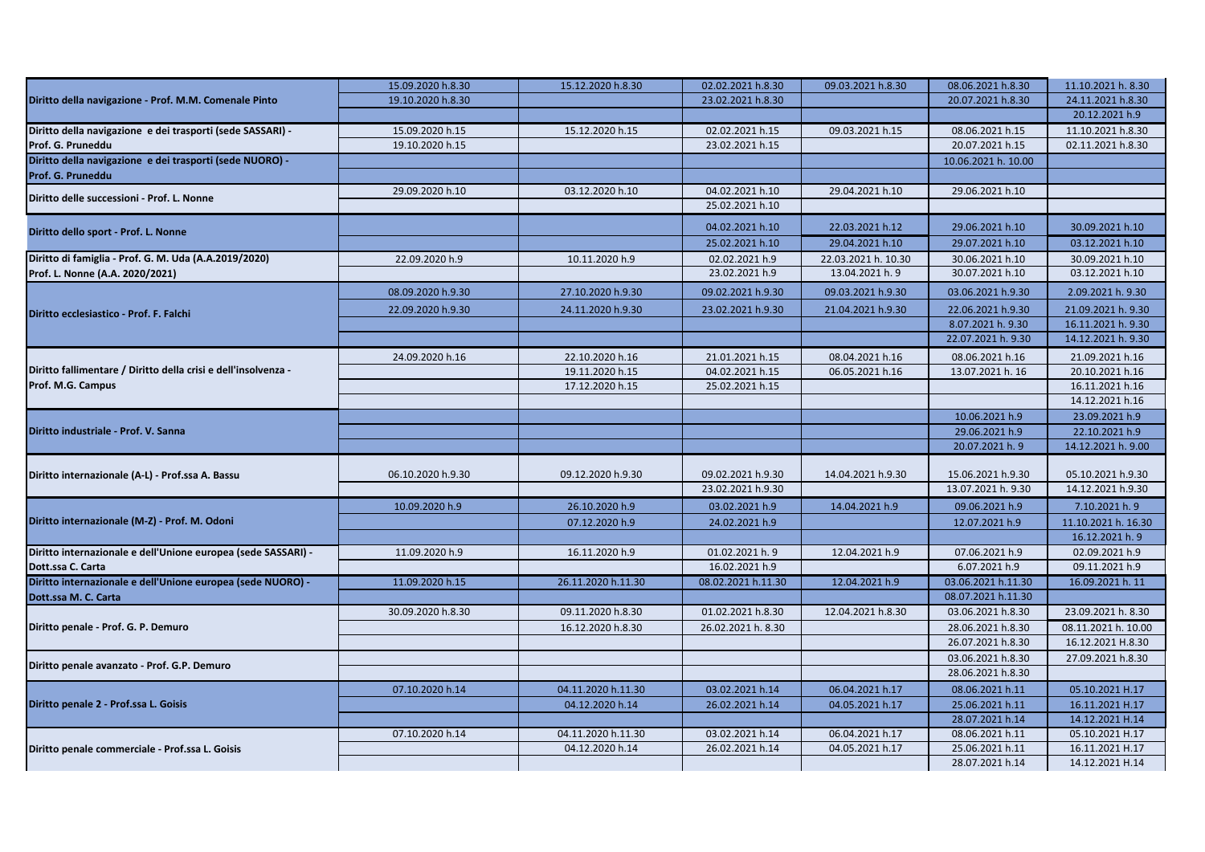| | | | | | | |
|---|---|---|---|---|---|---|
| Diritto della navigazione - Prof. M.M. Comenale Pinto | 15.09.2020 h.8.30 | 15.12.2020 h.8.30 | 02.02.2021 h.8.30 | 09.03.2021 h.8.30 | 08.06.2021 h.8.30 | 11.10.2021 h. 8.30 |
| | 19.10.2020 h.8.30 | | 23.02.2021 h.8.30 | | 20.07.2021 h.8.30 | 24.11.2021 h.8.30 |
| | | | | | | 20.12.2021 h.9 |
| Diritto della navigazione e dei trasporti (sede SASSARI) - Prof. G. Pruneddu | 15.09.2020 h.15 | 15.12.2020 h.15 | 02.02.2021 h.15 | 09.03.2021 h.15 | 08.06.2021 h.15 | 11.10.2021 h.8.30 |
| | 19.10.2020 h.15 | | 23.02.2021 h.15 | | 20.07.2021 h.15 | 02.11.2021 h.8.30 |
| Diritto della navigazione e dei trasporti (sede NUORO) - Prof. G. Pruneddu | | | | | 10.06.2021 h. 10.00 | |
| Diritto delle successioni - Prof. L. Nonne | 29.09.2020 h.10 | 03.12.2020 h.10 | 04.02.2021 h.10 | 29.04.2021 h.10 | 29.06.2021 h.10 | |
| | | | 25.02.2021 h.10 | | | |
| Diritto dello sport - Prof. L. Nonne | | | 04.02.2021 h.10 | 22.03.2021 h.12 | 29.06.2021 h.10 | 30.09.2021 h.10 |
| | | | 25.02.2021 h.10 | 29.04.2021 h.10 | 29.07.2021 h.10 | 03.12.2021 h.10 |
| Diritto di famiglia - Prof. G. M. Uda (A.A.2019/2020) Prof. L. Nonne (A.A. 2020/2021) | 22.09.2020 h.9 | 10.11.2020 h.9 | 02.02.2021 h.9 | 22.03.2021 h. 10.30 | 30.06.2021 h.10 | 30.09.2021 h.10 |
| | | | 23.02.2021 h.9 | 13.04.2021 h. 9 | 30.07.2021 h.10 | 03.12.2021 h.10 |
| Diritto ecclesiastico - Prof. F. Falchi | 08.09.2020 h.9.30 | 27.10.2020 h.9.30 | 09.02.2021 h.9.30 | 09.03.2021 h.9.30 | 03.06.2021 h.9.30 | 2.09.2021 h. 9.30 |
| | 22.09.2020 h.9.30 | 24.11.2020 h.9.30 | 23.02.2021 h.9.30 | 21.04.2021 h.9.30 | 22.06.2021 h.9.30 | 21.09.2021 h. 9.30 |
| | | | | | 8.07.2021 h. 9.30 | 16.11.2021 h. 9.30 |
| | | | | | 22.07.2021 h. 9.30 | 14.12.2021 h. 9.30 |
| Diritto fallimentare / Diritto della crisi e dell'insolvenza - Prof. M.G. Campus | 24.09.2020 h.16 | 22.10.2020 h.16 | 21.01.2021 h.15 | 08.04.2021 h.16 | 08.06.2021 h.16 | 21.09.2021 h.16 |
| | | 19.11.2020 h.15 | 04.02.2021 h.15 | 06.05.2021 h.16 | 13.07.2021 h. 16 | 20.10.2021 h.16 |
| | | 17.12.2020 h.15 | 25.02.2021 h.15 | | | 16.11.2021 h.16 |
| | | | | | | 14.12.2021 h.16 |
| Diritto industriale - Prof. V. Sanna | | | | | 10.06.2021 h.9 | 23.09.2021 h.9 |
| | | | | | 29.06.2021 h.9 | 22.10.2021 h.9 |
| | | | | | 20.07.2021 h. 9 | 14.12.2021 h. 9.00 |
| Diritto internazionale (A-L) - Prof.ssa A. Bassu | 06.10.2020 h.9.30 | 09.12.2020 h.9.30 | 09.02.2021 h.9.30 | 14.04.2021 h.9.30 | 15.06.2021 h.9.30 | 05.10.2021 h.9.30 |
| | | | 23.02.2021 h.9.30 | | 13.07.2021 h. 9.30 | 14.12.2021 h.9.30 |
| Diritto internazionale (M-Z) - Prof. M. Odoni | 10.09.2020 h.9 | 26.10.2020 h.9 | 03.02.2021 h.9 | 14.04.2021 h.9 | 09.06.2021 h.9 | 7.10.2021 h. 9 |
| | | 07.12.2020 h.9 | 24.02.2021 h.9 | | 12.07.2021 h.9 | 11.10.2021 h. 16.30 |
| | | | | | | 16.12.2021 h. 9 |
| Diritto internazionale e dell'Unione europea (sede SASSARI) - Dott.ssa C. Carta | 11.09.2020 h.9 | 16.11.2020 h.9 | 01.02.2021 h. 9 | 12.04.2021 h.9 | 07.06.2021 h.9 | 02.09.2021 h.9 |
| | | | 16.02.2021 h.9 | | 6.07.2021 h.9 | 09.11.2021 h.9 |
| Diritto internazionale e dell'Unione europea (sede NUORO) - Dott.ssa M. C. Carta | 11.09.2020 h.15 | 26.11.2020 h.11.30 | 08.02.2021 h.11.30 | 12.04.2021 h.9 | 03.06.2021 h.11.30 | 16.09.2021 h. 11 |
| | | | | | 08.07.2021 h.11.30 | |
| Diritto penale - Prof. G. P. Demuro | 30.09.2020 h.8.30 | 09.11.2020 h.8.30 | 01.02.2021 h.8.30 | 12.04.2021 h.8.30 | 03.06.2021 h.8.30 | 23.09.2021 h. 8.30 |
| | | 16.12.2020 h.8.30 | 26.02.2021 h. 8.30 | | 28.06.2021 h.8.30 | 08.11.2021 h. 10.00 |
| | | | | | 26.07.2021 h.8.30 | 16.12.2021 H.8.30 |
| Diritto penale avanzato - Prof. G.P. Demuro | | | | | 03.06.2021 h.8.30 | 27.09.2021 h.8.30 |
| | | | | | 28.06.2021 h.8.30 | |
| Diritto penale 2 - Prof.ssa L. Goisis | 07.10.2020 h.14 | 04.11.2020 h.11.30 | 03.02.2021 h.14 | 06.04.2021 h.17 | 08.06.2021 h.11 | 05.10.2021 H.17 |
| | | 04.12.2020 h.14 | 26.02.2021 h.14 | 04.05.2021 h.17 | 25.06.2021 h.11 | 16.11.2021 H.17 |
| | | | | | 28.07.2021 h.14 | 14.12.2021 H.14 |
| Diritto penale commerciale - Prof.ssa L. Goisis | 07.10.2020 h.14 | 04.11.2020 h.11.30 | 03.02.2021 h.14 | 06.04.2021 h.17 | 08.06.2021 h.11 | 05.10.2021 H.17 |
| | | 04.12.2020 h.14 | 26.02.2021 h.14 | 04.05.2021 h.17 | 25.06.2021 h.11 | 16.11.2021 H.17 |
| | | | | | 28.07.2021 h.14 | 14.12.2021 H.14 |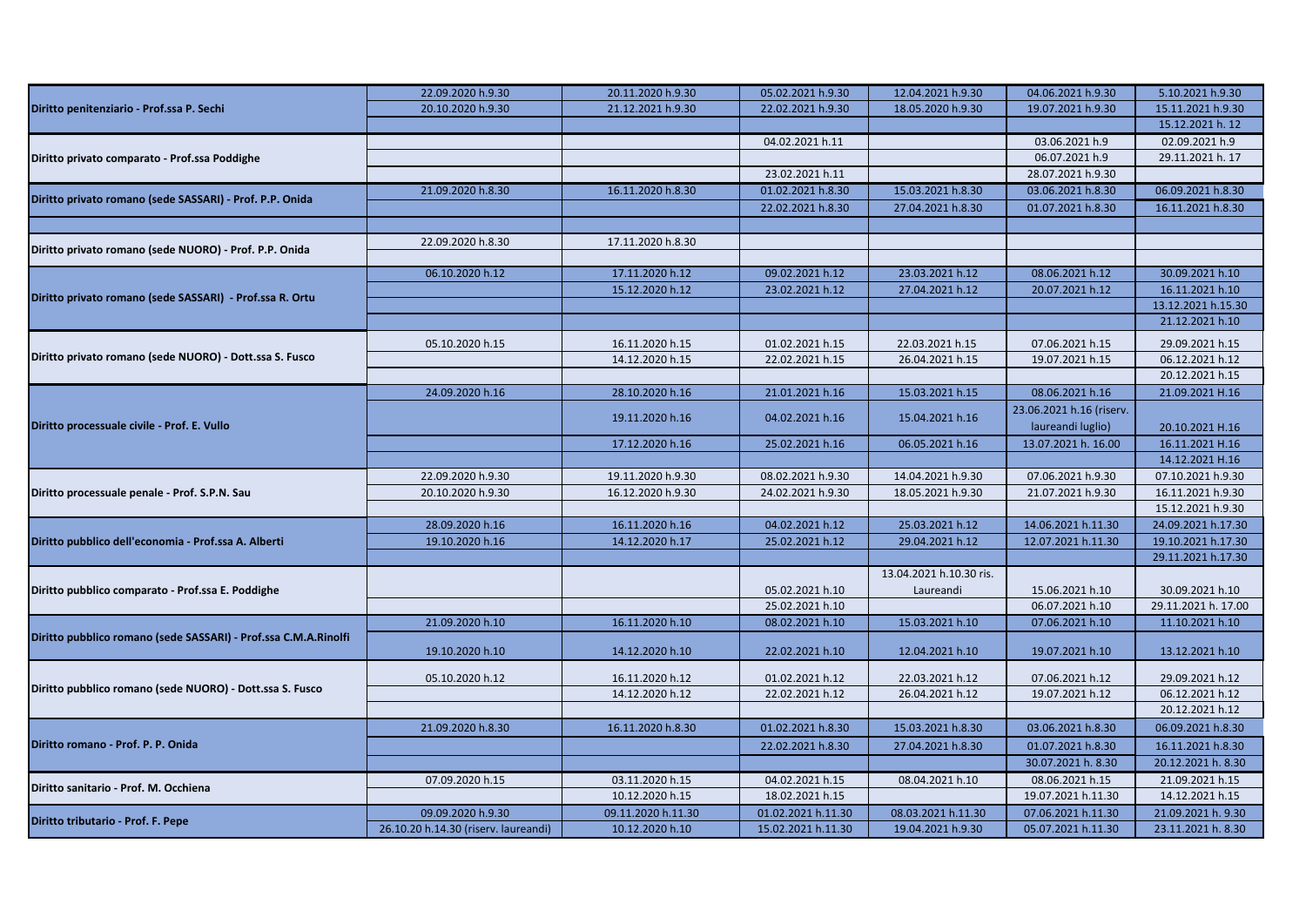| | | | | | | |
|---|---|---|---|---|---|---|
| Diritto penitenziario - Prof.ssa P. Sechi | 22.09.2020 h.9.30 | 20.11.2020 h.9.30 | 05.02.2021 h.9.30 | 12.04.2021 h.9.30 | 04.06.2021 h.9.30 | 5.10.2021 h.9.30 |
| | 20.10.2020 h.9.30 | 21.12.2021 h.9.30 | 22.02.2021 h.9.30 | 18.05.2020 h.9.30 | 19.07.2021 h.9.30 | 15.11.2021 h.9.30 |
| | | | | | | 15.12.2021 h. 12 |
| Diritto privato comparato - Prof.ssa Poddighe | | | 04.02.2021 h.11 | | 03.06.2021 h.9 | 02.09.2021 h.9 |
| | | | | | 06.07.2021 h.9 | 29.11.2021 h. 17 |
| | | | 23.02.2021 h.11 | | 28.07.2021 h.9.30 | |
| Diritto privato romano (sede SASSARI) - Prof. P.P. Onida | 21.09.2020 h.8.30 | 16.11.2020 h.8.30 | 01.02.2021 h.8.30 | 15.03.2021 h.8.30 | 03.06.2021 h.8.30 | 06.09.2021 h.8.30 |
| | | | 22.02.2021 h.8.30 | 27.04.2021 h.8.30 | 01.07.2021 h.8.30 | 16.11.2021 h.8.30 |
| | | | | | | |
| Diritto privato romano (sede NUORO) - Prof. P.P. Onida | 22.09.2020 h.8.30 | 17.11.2020 h.8.30 | | | | |
| | | | | | | |
| Diritto privato romano (sede SASSARI) - Prof.ssa R. Ortu | 06.10.2020 h.12 | 17.11.2020 h.12 | 09.02.2021 h.12 | 23.03.2021 h.12 | 08.06.2021 h.12 | 30.09.2021 h.10 |
| | | 15.12.2020 h.12 | 23.02.2021 h.12 | 27.04.2021 h.12 | 20.07.2021 h.12 | 16.11.2021 h.10 |
| | | | | | | 13.12.2021 h.15.30 |
| | | | | | | 21.12.2021 h.10 |
| Diritto privato romano (sede NUORO) - Dott.ssa S. Fusco | 05.10.2020 h.15 | 16.11.2020 h.15 | 01.02.2021 h.15 | 22.03.2021 h.15 | 07.06.2021 h.15 | 29.09.2021 h.15 |
| | | 14.12.2020 h.15 | 22.02.2021 h.15 | 26.04.2021 h.15 | 19.07.2021 h.15 | 06.12.2021 h.12 |
| | | | | | | 20.12.2021 h.15 |
| Diritto processuale civile - Prof. E. Vullo | 24.09.2020 h.16 | 28.10.2020 h.16 | 21.01.2021 h.16 | 15.03.2021 h.15 | 08.06.2021 h.16 | 21.09.2021 H.16 |
| | | 19.11.2020 h.16 | 04.02.2021 h.16 | 15.04.2021 h.16 | 23.06.2021 h.16 (riserv. laureandi luglio) | 20.10.2021 H.16 |
| | | 17.12.2020 h.16 | 25.02.2021 h.16 | 06.05.2021 h.16 | 13.07.2021 h. 16.00 | 16.11.2021 H.16 |
| | | | | | | 14.12.2021 H.16 |
| Diritto processuale penale - Prof. S.P.N. Sau | 22.09.2020 h.9.30 | 19.11.2020 h.9.30 | 08.02.2021 h.9.30 | 14.04.2021 h.9.30 | 07.06.2021 h.9.30 | 07.10.2021 h.9.30 |
| | 20.10.2020 h.9.30 | 16.12.2020 h.9.30 | 24.02.2021 h.9.30 | 18.05.2021 h.9.30 | 21.07.2021 h.9.30 | 16.11.2021 h.9.30 |
| | | | | | | 15.12.2021 h.9.30 |
| Diritto pubblico dell'economia - Prof.ssa A. Alberti | 28.09.2020 h.16 | 16.11.2020 h.16 | 04.02.2021 h.12 | 25.03.2021 h.12 | 14.06.2021 h.11.30 | 24.09.2021 h.17.30 |
| | 19.10.2020 h.16 | 14.12.2020 h.17 | 25.02.2021 h.12 | 29.04.2021 h.12 | 12.07.2021 h.11.30 | 19.10.2021 h.17.30 |
| | | | | | | 29.11.2021 h.17.30 |
| Diritto pubblico comparato - Prof.ssa E. Poddighe | | | 05.02.2021 h.10 | 13.04.2021 h.10.30 ris. Laureandi | 15.06.2021 h.10 | 30.09.2021 h.10 |
| | | | 25.02.2021 h.10 | | 06.07.2021 h.10 | 29.11.2021 h. 17.00 |
| Diritto pubblico romano (sede SASSARI) - Prof.ssa C.M.A.Rinolfi | 21.09.2020 h.10 | 16.11.2020 h.10 | 08.02.2021 h.10 | 15.03.2021 h.10 | 07.06.2021 h.10 | 11.10.2021 h.10 |
| | 19.10.2020 h.10 | 14.12.2020 h.10 | 22.02.2021 h.10 | 12.04.2021 h.10 | 19.07.2021 h.10 | 13.12.2021 h.10 |
| Diritto pubblico romano (sede NUORO) - Dott.ssa S. Fusco | 05.10.2020 h.12 | 16.11.2020 h.12 | 01.02.2021 h.12 | 22.03.2021 h.12 | 07.06.2021 h.12 | 29.09.2021 h.12 |
| | | 14.12.2020 h.12 | 22.02.2021 h.12 | 26.04.2021 h.12 | 19.07.2021 h.12 | 06.12.2021 h.12 |
| | | | | | | 20.12.2021 h.12 |
| Diritto romano - Prof. P. P. Onida | 21.09.2020 h.8.30 | 16.11.2020 h.8.30 | 01.02.2021 h.8.30 | 15.03.2021 h.8.30 | 03.06.2021 h.8.30 | 06.09.2021 h.8.30 |
| | | | 22.02.2021 h.8.30 | 27.04.2021 h.8.30 | 01.07.2021 h.8.30 | 16.11.2021 h.8.30 |
| | | | | | 30.07.2021 h. 8.30 | 20.12.2021 h. 8.30 |
| Diritto sanitario - Prof. M. Occhiena | 07.09.2020 h.15 | 03.11.2020 h.15 | 04.02.2021 h.15 | 08.04.2021 h.10 | 08.06.2021 h.15 | 21.09.2021 h.15 |
| | | 10.12.2020 h.15 | 18.02.2021 h.15 | | 19.07.2021 h.11.30 | 14.12.2021 h.15 |
| Diritto tributario - Prof. F. Pepe | 09.09.2020 h.9.30 | 09.11.2020 h.11.30 | 01.02.2021 h.11.30 | 08.03.2021 h.11.30 | 07.06.2021 h.11.30 | 21.09.2021 h. 9.30 |
| | 26.10.20 h.14.30 (riserv. laureandi) | 10.12.2020 h.10 | 15.02.2021 h.11.30 | 19.04.2021 h.9.30 | 05.07.2021 h.11.30 | 23.11.2021 h. 8.30 |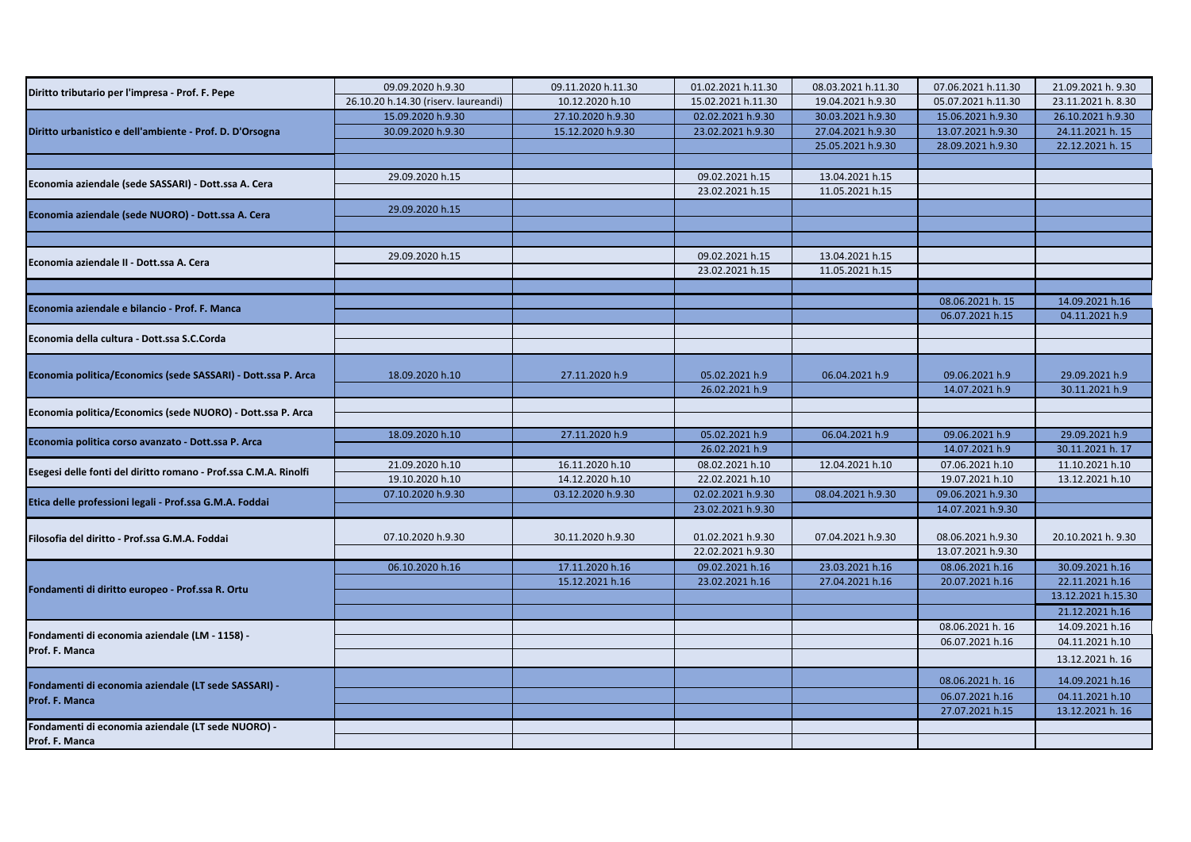| | | | | | | |
|---|---|---|---|---|---|---|
| Diritto tributario per l'impresa - Prof. F. Pepe | 09.09.2020 h.9.30 | 09.11.2020 h.11.30 | 01.02.2021 h.11.30 | 08.03.2021 h.11.30 | 07.06.2021 h.11.30 | 21.09.2021 h. 9.30 |
| | 26.10.20 h.14.30 (riserv. laureandi) | 10.12.2020 h.10 | 15.02.2021 h.11.30 | 19.04.2021 h.9.30 | 05.07.2021 h.11.30 | 23.11.2021 h. 8.30 |
| Diritto urbanistico e dell'ambiente - Prof. D. D'Orsogna | 15.09.2020 h.9.30 | 27.10.2020 h.9.30 | 02.02.2021 h.9.30 | 30.03.2021 h.9.30 | 15.06.2021 h.9.30 | 26.10.2021 h.9.30 |
| | 30.09.2020 h.9.30 | 15.12.2020 h.9.30 | 23.02.2021 h.9.30 | 27.04.2021 h.9.30 | 13.07.2021 h.9.30 | 24.11.2021 h. 15 |
| | | | | 25.05.2021 h.9.30 | 28.09.2021 h.9.30 | 22.12.2021 h. 15 |
| | | | | | | |
| Economia aziendale (sede SASSARI) - Dott.ssa A. Cera | 29.09.2020 h.15 | | 09.02.2021 h.15 | 13.04.2021 h.15 | | |
| | | | 23.02.2021 h.15 | 11.05.2021 h.15 | | |
| Economia aziendale (sede NUORO) - Dott.ssa A. Cera | 29.09.2020 h.15 | | | | | |
| | | | | | | |
| | | | | | | |
| Economia aziendale II - Dott.ssa A. Cera | 29.09.2020 h.15 | | 09.02.2021 h.15 | 13.04.2021 h.15 | | |
| | | | 23.02.2021 h.15 | 11.05.2021 h.15 | | |
| | | | | | | |
| Economia aziendale e bilancio - Prof. F. Manca | | | | | 08.06.2021 h. 15 | 14.09.2021 h.16 |
| | | | | | 06.07.2021 h.15 | 04.11.2021 h.9 |
| Economia della cultura - Dott.ssa S.C.Corda | | | | | | |
| | | | | | | |
| Economia politica/Economics (sede SASSARI) - Dott.ssa P. Arca | 18.09.2020 h.10 | 27.11.2020 h.9 | 05.02.2021 h.9 | 06.04.2021 h.9 | 09.06.2021 h.9 | 29.09.2021 h.9 |
| | | | 26.02.2021 h.9 | | 14.07.2021 h.9 | 30.11.2021 h.9 |
| Economia politica/Economics (sede NUORO) - Dott.ssa P. Arca | | | | | | |
| | | | | | | |
| Economia politica corso avanzato - Dott.ssa P. Arca | 18.09.2020 h.10 | 27.11.2020 h.9 | 05.02.2021 h.9 | 06.04.2021 h.9 | 09.06.2021 h.9 | 29.09.2021 h.9 |
| | | | 26.02.2021 h.9 | | 14.07.2021 h.9 | 30.11.2021 h. 17 |
| Esegesi delle fonti del diritto romano - Prof.ssa C.M.A. Rinolfi | 21.09.2020 h.10 | 16.11.2020 h.10 | 08.02.2021 h.10 | 12.04.2021 h.10 | 07.06.2021 h.10 | 11.10.2021 h.10 |
| | 19.10.2020 h.10 | 14.12.2020 h.10 | 22.02.2021 h.10 | | 19.07.2021 h.10 | 13.12.2021 h.10 |
| Etica delle professioni legali - Prof.ssa G.M.A. Foddai | 07.10.2020 h.9.30 | 03.12.2020 h.9.30 | 02.02.2021 h.9.30 | 08.04.2021 h.9.30 | 09.06.2021 h.9.30 | |
| | | | 23.02.2021 h.9.30 | | 14.07.2021 h.9.30 | |
| Filosofia del diritto - Prof.ssa G.M.A. Foddai | 07.10.2020 h.9.30 | 30.11.2020 h.9.30 | 01.02.2021 h.9.30 | 07.04.2021 h.9.30 | 08.06.2021 h.9.30 | 20.10.2021 h. 9.30 |
| | | | 22.02.2021 h.9.30 | | 13.07.2021 h.9.30 | |
| Fondamenti di diritto europeo - Prof.ssa R. Ortu | 06.10.2020 h.16 | 17.11.2020 h.16 | 09.02.2021 h.16 | 23.03.2021 h.16 | 08.06.2021 h.16 | 30.09.2021 h.16 |
| | | 15.12.2021 h.16 | 23.02.2021 h.16 | 27.04.2021 h.16 | 20.07.2021 h.16 | 22.11.2021 h.16 |
| | | | | | | 13.12.2021 h.15.30 |
| | | | | | | 21.12.2021 h.16 |
| Fondamenti di economia aziendale (LM - 1158) - Prof. F. Manca | | | | | 08.06.2021 h. 16 | 14.09.2021 h.16 |
| | | | | | 06.07.2021 h.16 | 04.11.2021 h.10 |
| | | | | | | 13.12.2021 h. 16 |
| Fondamenti di economia aziendale (LT sede SASSARI) - Prof. F. Manca | | | | | 08.06.2021 h. 16 | 14.09.2021 h.16 |
| | | | | | 06.07.2021 h.16 | 04.11.2021 h.10 |
| | | | | | 27.07.2021 h.15 | 13.12.2021 h. 16 |
| Fondamenti di economia aziendale (LT sede NUORO) - Prof. F. Manca | | | | | | |
| | | | | | | |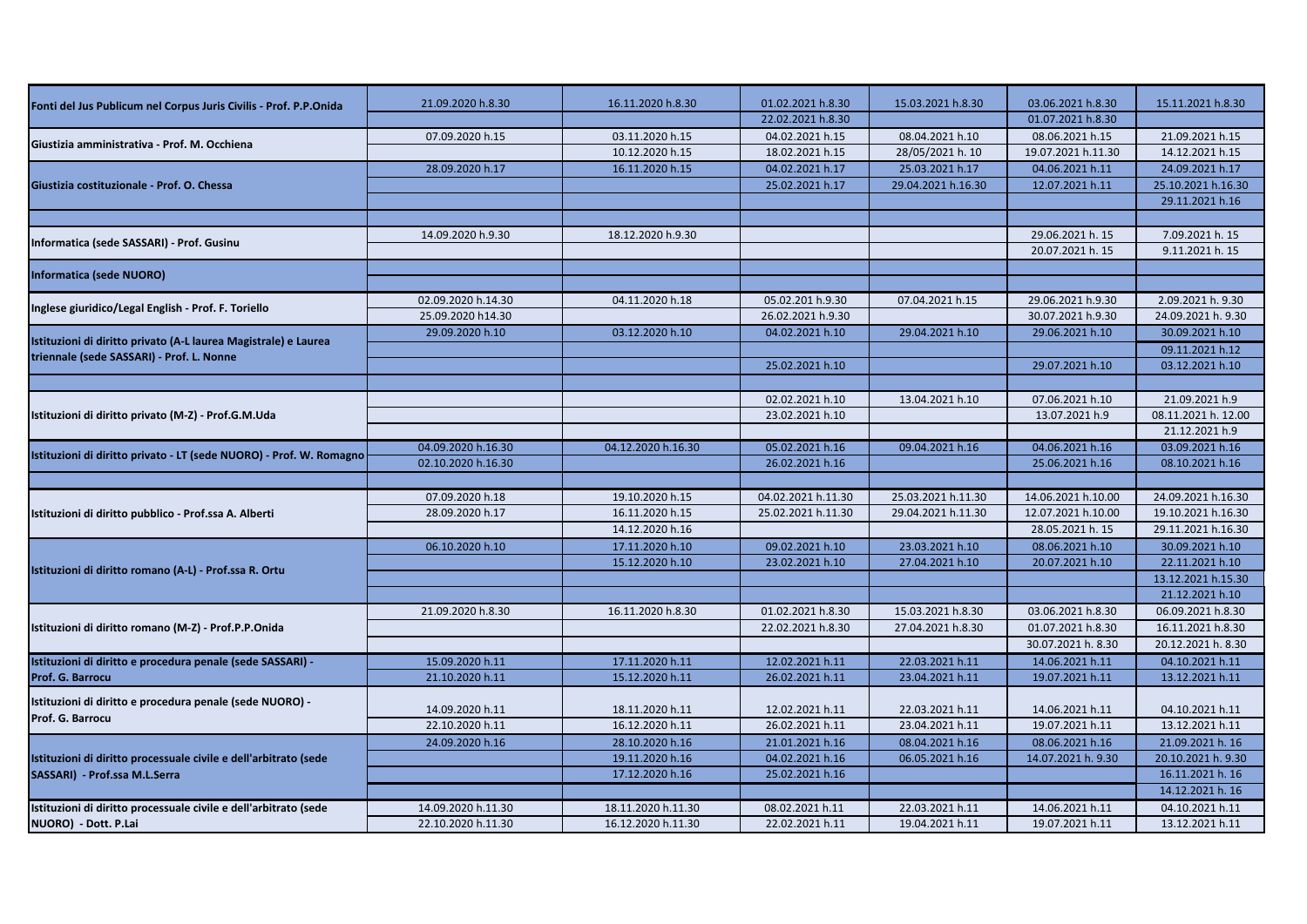| | | | | | | |
|---|---|---|---|---|---|---|
| **Fonti del Jus Publicum nel Corpus Juris Civilis - Prof. P.P.Onida** | 21.09.2020 h.8.30 | 16.11.2020 h.8.30 | 01.02.2021 h.8.30 | 15.03.2021 h.8.30 | 03.06.2021 h.8.30 | 15.11.2021 h.8.30 |
| | | | 22.02.2021 h.8.30 | | 01.07.2021 h.8.30 | |
| **Giustizia amministrativa - Prof. M. Occhiena** | 07.09.2020 h.15 | 03.11.2020 h.15 | 04.02.2021 h.15 | 08.04.2021 h.10 | 08.06.2021 h.15 | 21.09.2021 h.15 |
| | | 10.12.2020 h.15 | 18.02.2021 h.15 | 28/05/2021 h. 10 | 19.07.2021 h.11.30 | 14.12.2021 h.15 |
| **Giustizia costituzionale - Prof. O. Chessa** | 28.09.2020 h.17 | 16.11.2020 h.15 | 04.02.2021 h.17 | 25.03.2021 h.17 | 04.06.2021 h.11 | 24.09.2021 h.17 |
| | | | 25.02.2021 h.17 | 29.04.2021 h.16.30 | 12.07.2021 h.11 | 25.10.2021 h.16.30 |
| | | | | | | 29.11.2021 h.16 |
| | | | | | | |
| **Informatica (sede SASSARI) - Prof. Gusinu** | 14.09.2020 h.9.30 | 18.12.2020 h.9.30 | | | 29.06.2021 h. 15 | 7.09.2021 h. 15 |
| | | | | | 20.07.2021 h. 15 | 9.11.2021 h. 15 |
| **Informatica (sede NUORO)** | | | | | | |
| | | | | | | |
| **Inglese giuridico/Legal English - Prof. F. Toriello** | 02.09.2020 h.14.30 | 04.11.2020 h.18 | 05.02.201 h.9.30 | 07.04.2021 h.15 | 29.06.2021 h.9.30 | 2.09.2021 h. 9.30 |
| | 25.09.2020 h14.30 | | 26.02.2021 h.9.30 | | 30.07.2021 h.9.30 | 24.09.2021 h. 9.30 |
| **Istituzioni di diritto privato (A-L laurea Magistrale) e Laurea triennale (sede SASSARI) - Prof. L. Nonne** | 29.09.2020 h.10 | 03.12.2020 h.10 | 04.02.2021 h.10 | 29.04.2021 h.10 | 29.06.2021 h.10 | 30.09.2021 h.10 |
| | | | | | | 09.11.2021 h.12 |
| | | | 25.02.2021 h.10 | | 29.07.2021 h.10 | 03.12.2021 h.10 |
| | | | | | | |
| **Istituzioni di diritto privato (M-Z) - Prof.G.M.Uda** | | | 02.02.2021 h.10 | 13.04.2021 h.10 | 07.06.2021 h.10 | 21.09.2021 h.9 |
| | | | 23.02.2021 h.10 | | 13.07.2021 h.9 | 08.11.2021 h. 12.00 |
| | | | | | | 21.12.2021 h.9 |
| **Istituzioni di diritto privato - LT (sede NUORO) - Prof. W. Romagno** | 04.09.2020 h.16.30 | 04.12.2020 h.16.30 | 05.02.2021 h.16 | 09.04.2021 h.16 | 04.06.2021 h.16 | 03.09.2021 h.16 |
| | 02.10.2020 h.16.30 | | 26.02.2021 h.16 | | 25.06.2021 h.16 | 08.10.2021 h.16 |
| | | | | | | |
| **Istituzioni di diritto pubblico - Prof.ssa A. Alberti** | 07.09.2020 h.18 | 19.10.2020 h.15 | 04.02.2021 h.11.30 | 25.03.2021 h.11.30 | 14.06.2021 h.10.00 | 24.09.2021 h.16.30 |
| | 28.09.2020 h.17 | 16.11.2020 h.15 | 25.02.2021 h.11.30 | 29.04.2021 h.11.30 | 12.07.2021 h.10.00 | 19.10.2021 h.16.30 |
| | | 14.12.2020 h.16 | | | 28.05.2021 h. 15 | 29.11.2021 h.16.30 |
| **Istituzioni di diritto romano (A-L) - Prof.ssa R. Ortu** | 06.10.2020 h.10 | 17.11.2020 h.10 | 09.02.2021 h.10 | 23.03.2021 h.10 | 08.06.2021 h.10 | 30.09.2021 h.10 |
| | | 15.12.2020 h.10 | 23.02.2021 h.10 | 27.04.2021 h.10 | 20.07.2021 h.10 | 22.11.2021 h.10 |
| | | | | | | 13.12.2021 h.15.30 |
| | | | | | | 21.12.2021 h.10 |
| **Istituzioni di diritto romano (M-Z) - Prof.P.P.Onida** | 21.09.2020 h.8.30 | 16.11.2020 h.8.30 | 01.02.2021 h.8.30 | 15.03.2021 h.8.30 | 03.06.2021 h.8.30 | 06.09.2021 h.8.30 |
| | | | 22.02.2021 h.8.30 | 27.04.2021 h.8.30 | 01.07.2021 h.8.30 | 16.11.2021 h.8.30 |
| | | | | | 30.07.2021 h. 8.30 | 20.12.2021 h. 8.30 |
| **Istituzioni di diritto e procedura penale (sede SASSARI) - Prof. G. Barrocu** | 15.09.2020 h.11 | 17.11.2020 h.11 | 12.02.2021 h.11 | 22.03.2021 h.11 | 14.06.2021 h.11 | 04.10.2021 h.11 |
| | 21.10.2020 h.11 | 15.12.2020 h.11 | 26.02.2021 h.11 | 23.04.2021 h.11 | 19.07.2021 h.11 | 13.12.2021 h.11 |
| **Istituzioni di diritto e procedura penale (sede NUORO) - Prof. G. Barrocu** | 14.09.2020 h.11 | 18.11.2020 h.11 | 12.02.2021 h.11 | 22.03.2021 h.11 | 14.06.2021 h.11 | 04.10.2021 h.11 |
| | 22.10.2020 h.11 | 16.12.2020 h.11 | 26.02.2021 h.11 | 23.04.2021 h.11 | 19.07.2021 h.11 | 13.12.2021 h.11 |
| **Istituzioni di diritto processuale civile e dell'arbitrato (sede SASSARI) - Prof.ssa M.L.Serra** | 24.09.2020 h.16 | 28.10.2020 h.16 | 21.01.2021 h.16 | 08.04.2021 h.16 | 08.06.2021 h.16 | 21.09.2021 h. 16 |
| | | 19.11.2020 h.16 | 04.02.2021 h.16 | 06.05.2021 h.16 | 14.07.2021 h. 9.30 | 20.10.2021 h. 9.30 |
| | | 17.12.2020 h.16 | 25.02.2021 h.16 | | | 16.11.2021 h. 16 |
| | | | | | | 14.12.2021 h. 16 |
| **Istituzioni di diritto processuale civile e dell'arbitrato (sede NUORO) - Dott. P.Lai** | 14.09.2020 h.11.30 | 18.11.2020 h.11.30 | 08.02.2021 h.11 | 22.03.2021 h.11 | 14.06.2021 h.11 | 04.10.2021 h.11 |
| | 22.10.2020 h.11.30 | 16.12.2020 h.11.30 | 22.02.2021 h.11 | 19.04.2021 h.11 | 19.07.2021 h.11 | 13.12.2021 h.11 |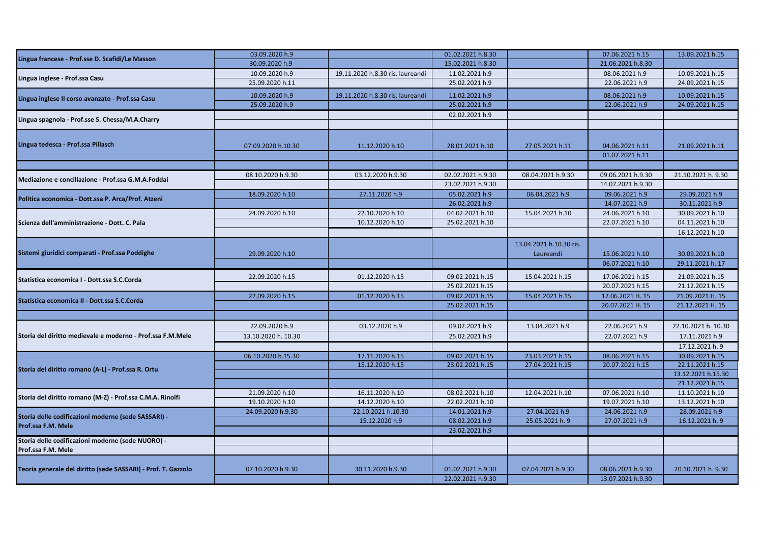| | | | | | | |
|---|---|---|---|---|---|---|
| Lingua francese - Prof.sse D. Scafidi/Le Masson | 03.09.2020 h.9 | | 01.02.2021 h.8.30 | | 07.06.2021 h.15 | 13.09.2021 h.15 |
| | 30.09.2020 h.9 | | 15.02.2021 h.8.30 | | 21.06.2021 h.8.30 | |
| Lingua inglese - Prof.ssa Casu | 10.09.2020 h.9 | 19.11.2020 h.8.30 ris. laureandi | 11.02.2021 h.9 | | 08.06.2021 h.9 | 10.09.2021 h.15 |
| | 25.09.2020 h.11 | | 25.02.2021 h.9 | | 22.06.2021 h.9 | 24.09.2021 h.15 |
| Lingua inglese II corso avanzato - Prof.ssa Casu | 10.09.2020 h.9 | 19.11.2020 h.8.30 ris. laureandi | 11.02.2021 h.9 | | 08.06.2021 h.9 | 10.09.2021 h.15 |
| | 25.09.2020 h.9 | | 25.02.2021 h.9 | | 22.06.2021 h.9 | 24.09.2021 h.15 |
| Lingua spagnola - Prof.sse S. Chessa/M.A.Charry | | | 02.02.2021 h.9 | | | |
| | | | | | | |
| Lingua tedesca - Prof.ssa Pillasch | 07.09.2020 h.10.30 | 11.12.2020 h.10 | 28.01.2021 h.10 | 27.05.2021 h.11 | 04.06.2021 h.11 | 21.09.2021 h.11 |
| | | | | | 01.07.2021 h.11 | |
| | | | | | | |
| Mediazione e conciliazione - Prof.ssa G.M.A.Foddai | 08.10.2020 h.9.30 | 03.12.2020 h.9.30 | 02.02.2021 h.9.30 | 08.04.2021 h.9.30 | 09.06.2021 h.9.30 | 21.10.2021 h. 9.30 |
| | | | 23.02.2021 h.9.30 | | 14.07.2021 h.9.30 | |
| Politica economica - Dott.ssa P. Arca/Prof. Atzeni | 18.09.2020 h.10 | 27.11.2020 h.9 | 05.02.2021 h.9 | 06.04.2021 h.9 | 09.06.2021 h.9 | 29.09.2021 h.9 |
| | | | 26.02.2021 h.9 | | 14.07.2021 h.9 | 30.11.2021 h.9 |
| Scienza dell'amministrazione - Dott. C. Pala | 24.09.2020 h.10 | 22.10.2020 h.10 | 04.02.2021 h.10 | 15.04.2021 h.10 | 24.06.2021 h.10 | 30.09.2021 h.10 |
| | | 10.12.2020 h.10 | 25.02.2021 h.10 | | 22.07.2021 h.10 | 04.11.2021 h.10 |
| | | | | | | 16.12.2021 h.10 |
| Sistemi giuridici comparati - Prof.ssa Poddighe | 29.09.2020 h.10 | | | 13.04.2021 h.10.30 ris. Laureandi | 15.06.2021 h.10 | 30.09.2021 h.10 |
| | | | | | 06.07.2021 h.10 | 29.11.2021 h. 17 |
| Statistica economica I - Dott.ssa S.C.Corda | 22.09.2020 h.15 | 01.12.2020 h.15 | 09.02.2021 h.15 | 15.04.2021 h.15 | 17.06.2021 h.15 | 21.09.2021 h.15 |
| | | | 25.02.2021 h.15 | | 20.07.2021 h.15 | 21.12.2021 h.15 |
| Statistica economica II - Dott.ssa S.C.Corda | 22.09.2020 h.15 | 01.12.2020 h.15 | 09.02.2021 h.15 | 15.04.2021 h.15 | 17.06.2021 H. 15 | 21.09.2021 H. 15 |
| | | | 25.02.2021 h.15 | | 20.07.2021 H. 15 | 21.12.2021 H. 15 |
| | | | | | | |
| Storia del diritto medievale e moderno - Prof.ssa F.M.Mele | 22.09.2020 h.9 | 03.12.2020 h.9 | 09.02.2021 h.9 | 13.04.2021 h.9 | 22.06.2021 h.9 | 22.10.2021 h. 10.30 |
| | 13.10.2020 h. 10.30 | | 25.02.2021 h.9 | | 22.07.2021 h.9 | 17.11.2021 h.9 |
| | | | | | | 17.12.2021 h. 9 |
| Storia del diritto romano (A-L) - Prof.ssa R. Ortu | 06.10.2020 h.15.30 | 17.11.2020 h.15 | 09.02.2021 h.15 | 23.03.2021 h.15 | 08.06.2021 h.15 | 30.09.2021 h.15 |
| | | 15.12.2020 h.15 | 23.02.2021 h.15 | 27.04.2021 h.15 | 20.07.2021 h.15 | 22.11.2021 h.15 |
| | | | | | | 13.12.2021 h.15.30 |
| | | | | | | 21.12.2021 h.15 |
| Storia del diritto romano (M-Z) - Prof.ssa C.M.A. Rinolfi | 21.09.2020 h.10 | 16.11.2020 h.10 | 08.02.2021 h.10 | 12.04.2021 h.10 | 07.06.2021 h.10 | 11.10.2021 h.10 |
| | 19.10.2020 h.10 | 14.12.2020 h.10 | 22.02.2021 h.10 | | 19.07.2021 h.10 | 13.12.2021 h.10 |
| Storia delle codificazioni moderne (sede SASSARI) - Prof.ssa F.M. Mele | 24.09.2020 h.9.30 | 22.10.2021 h.10.30 | 14.01.2021 h.9 | 27.04.2021 h.9 | 24.06.2021 h.9 | 28.09.2021 h.9 |
| | | 15.12.2020 h.9 | 08.02.2021 h.9 | 25.05.2021 h. 9 | 27.07.2021 h.9 | 16.12.2021 h. 9 |
| | | | 23.02.2021 h.9 | | | |
| Storia delle codificazioni moderne (sede NUORO) - Prof.ssa F.M. Mele | | | | | | |
| | | | | | | |
| Teoria generale del diritto (sede SASSARI) - Prof. T. Gazzolo | 07.10.2020 h.9.30 | 30.11.2020 h.9.30 | 01.02.2021 h.9.30 | 07.04.2021 h.9.30 | 08.06.2021 h.9.30 | 20.10.2021 h. 9.30 |
| | | | 22.02.2021 h.9.30 | | 13.07.2021 h.9.30 | |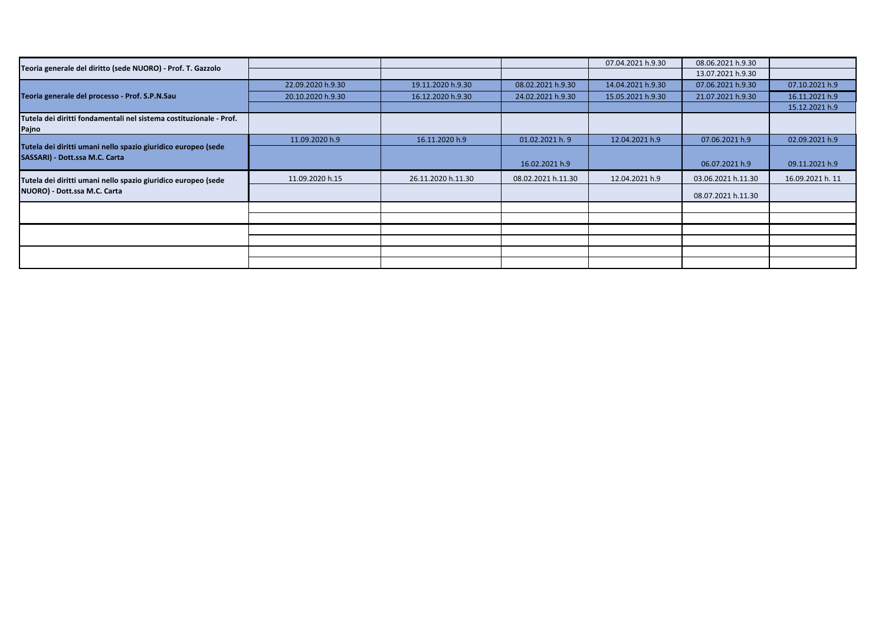| | | | | | | |
|---|---|---|---|---|---|---|
| **Teoria generale del diritto (sede NUORO) - Prof. T. Gazzolo** | | | | 07.04.2021 h.9.30 | 08.06.2021 h.9.30 | |
| | | | | | 13.07.2021 h.9.30 | |
| **Teoria generale del processo - Prof. S.P.N.Sau** | 22.09.2020 h.9.30 | 19.11.2020 h.9.30 | 08.02.2021 h.9.30 | 14.04.2021 h.9.30 | 07.06.2021 h.9.30 | 07.10.2021 h.9 |
| | 20.10.2020 h.9.30 | 16.12.2020 h.9.30 | 24.02.2021 h.9.30 | 15.05.2021 h.9.30 | 21.07.2021 h.9.30 | 16.11.2021 h.9 |
| | | | | | | 15.12.2021 h.9 |
| **Tutela dei diritti fondamentali nel sistema costituzionale - Prof. Pajno** | | | | | | |
| **Tutela dei diritti umani nello spazio giuridico europeo (sede SASSARI) - Dott.ssa M.C. Carta** | 11.09.2020 h.9 | 16.11.2020 h.9 | 01.02.2021 h. 9 | 12.04.2021 h.9 | 07.06.2021 h.9 | 02.09.2021 h.9 |
| | | | 16.02.2021 h.9 | | 06.07.2021 h.9 | 09.11.2021 h.9 |
| **Tutela dei diritti umani nello spazio giuridico europeo (sede NUORO) - Dott.ssa M.C. Carta** | 11.09.2020 h.15 | 26.11.2020 h.11.30 | 08.02.2021 h.11.30 | 12.04.2021 h.9 | 03.06.2021 h.11.30 | 16.09.2021 h. 11 |
| | | | | | 08.07.2021 h.11.30 | |
| | | | | | | |
| | | | | | | |
| | | | | | | |
| | | | | | | |
| | | | | | | |
| | | | | | | |